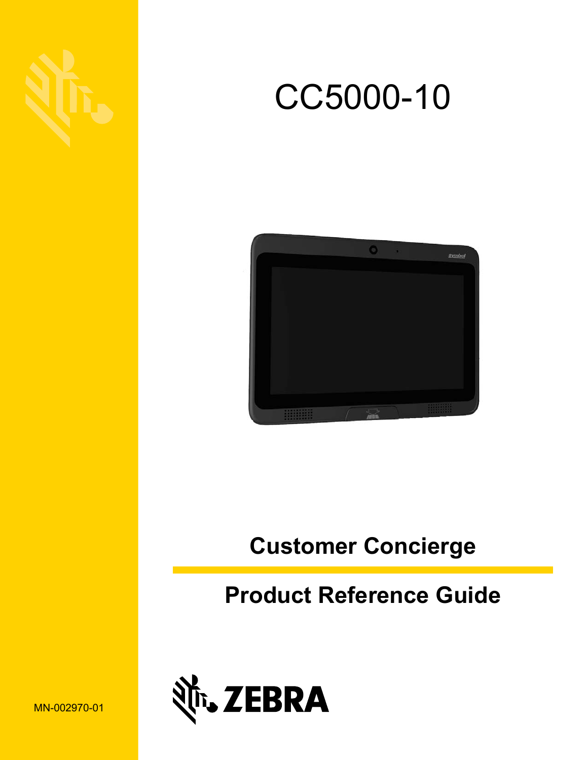# CC5000-10

## Customer Concierge

## Product Reference Guide

ZEBRA

MN-002970-01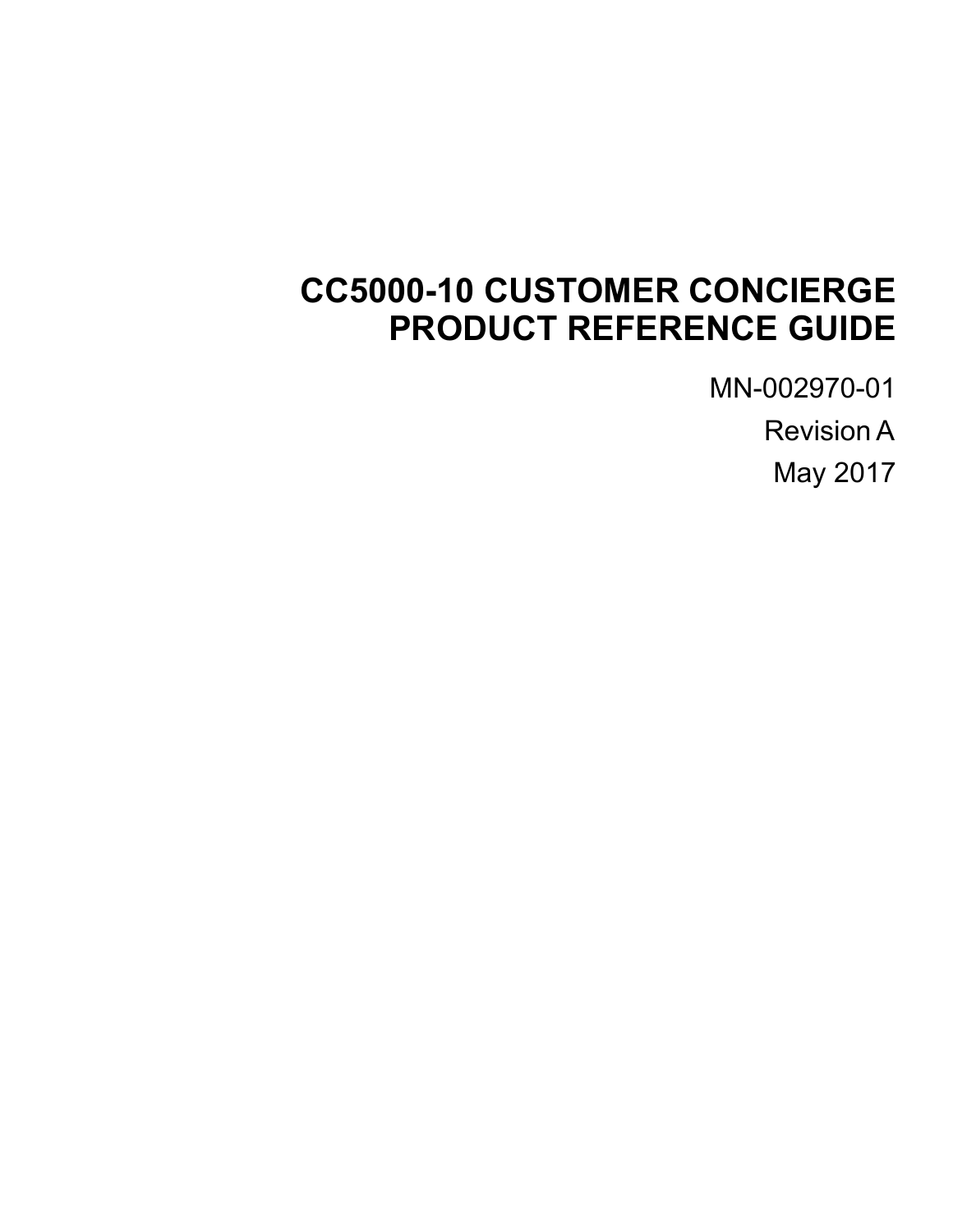# CC5000-10 CUSTOMER CONCIERGE PRODUCT REFERENCE GUIDE

MN-002970-01

Revision A

May 2017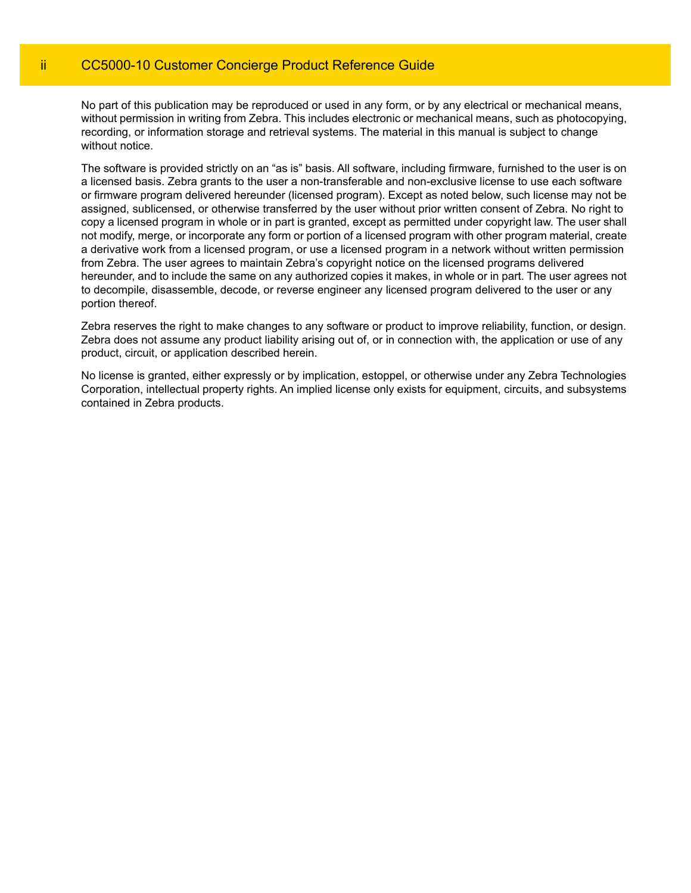No part of this publication may be reproduced or used in any form, or by any electrical or mechanical means, without permission in writing from Zebra. This includes electronic or mechanical means, such as photocopying, recording, or information storage and retrieval systems. The material in this manual is subject to change without notice.

The software is provided strictly on an “as is” basis. All software, including firmware, furnished to the user is on a licensed basis. Zebra grants to the user a non-transferable and non-exclusive license to use each software or firmware program delivered hereunder (licensed program). Except as noted below, such license may not be assigned, sublicensed, or otherwise transferred by the user without prior written consent of Zebra. No right to copy a licensed program in whole or in part is granted, except as permitted under copyright law. The user shall not modify, merge, or incorporate any form or portion of a licensed program with other program material, create a derivative work from a licensed program, or use a licensed program in a network without written permission from Zebra. The user agrees to maintain Zebra’s copyright notice on the licensed programs delivered hereunder, and to include the same on any authorized copies it makes, in whole or in part. The user agrees not to decompile, disassemble, decode, or reverse engineer any licensed program delivered to the user or any portion thereof.

Zebra reserves the right to make changes to any software or product to improve reliability, function, or design. Zebra does not assume any product liability arising out of, or in connection with, the application or use of any product, circuit, or application described herein.

No license is granted, either expressly or by implication, estoppel, or otherwise under any Zebra Technologies Corporation, intellectual property rights. An implied license only exists for equipment, circuits, and subsystems contained in Zebra products.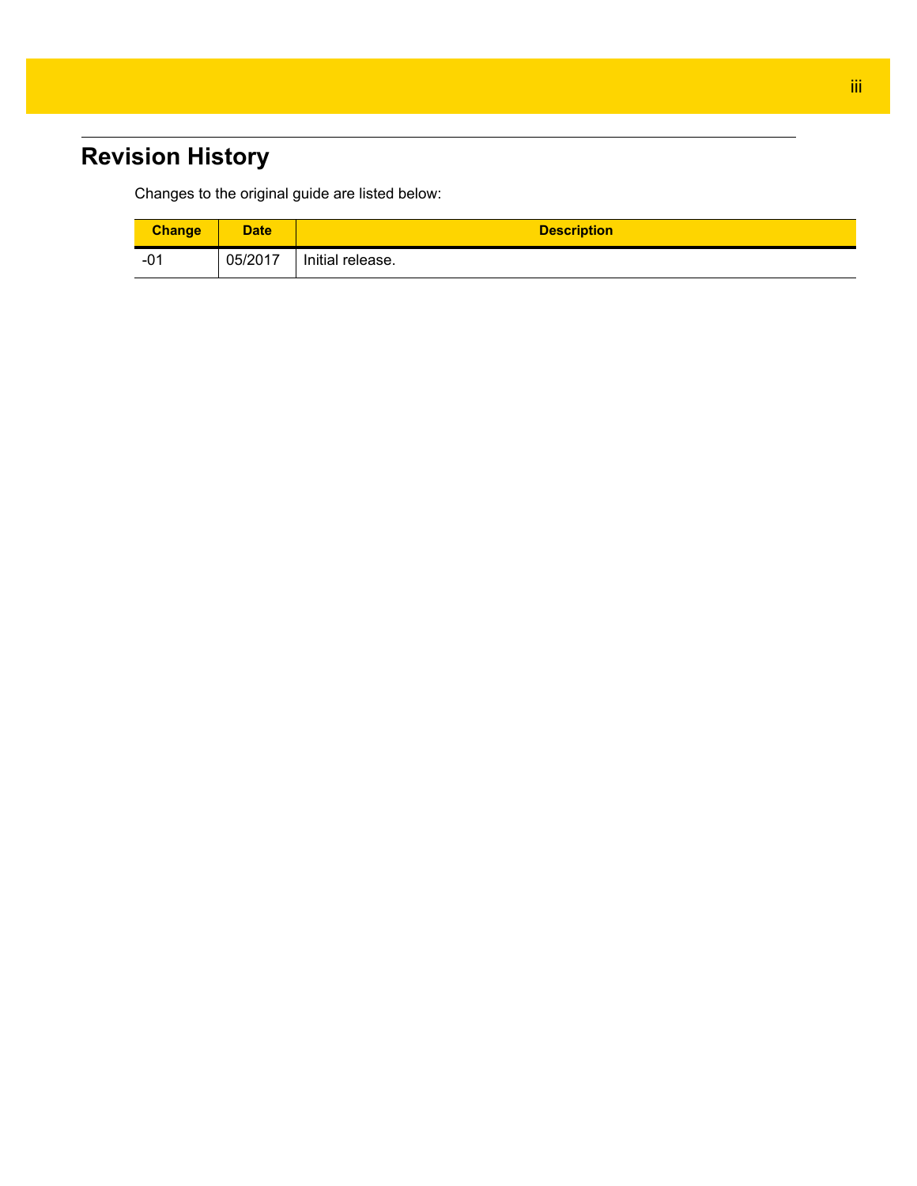# Revision History

Changes to the original guide are listed below:

| Change | Date | Description |
| --- | --- | --- |
| -01 | 05/2017 | Initial release. |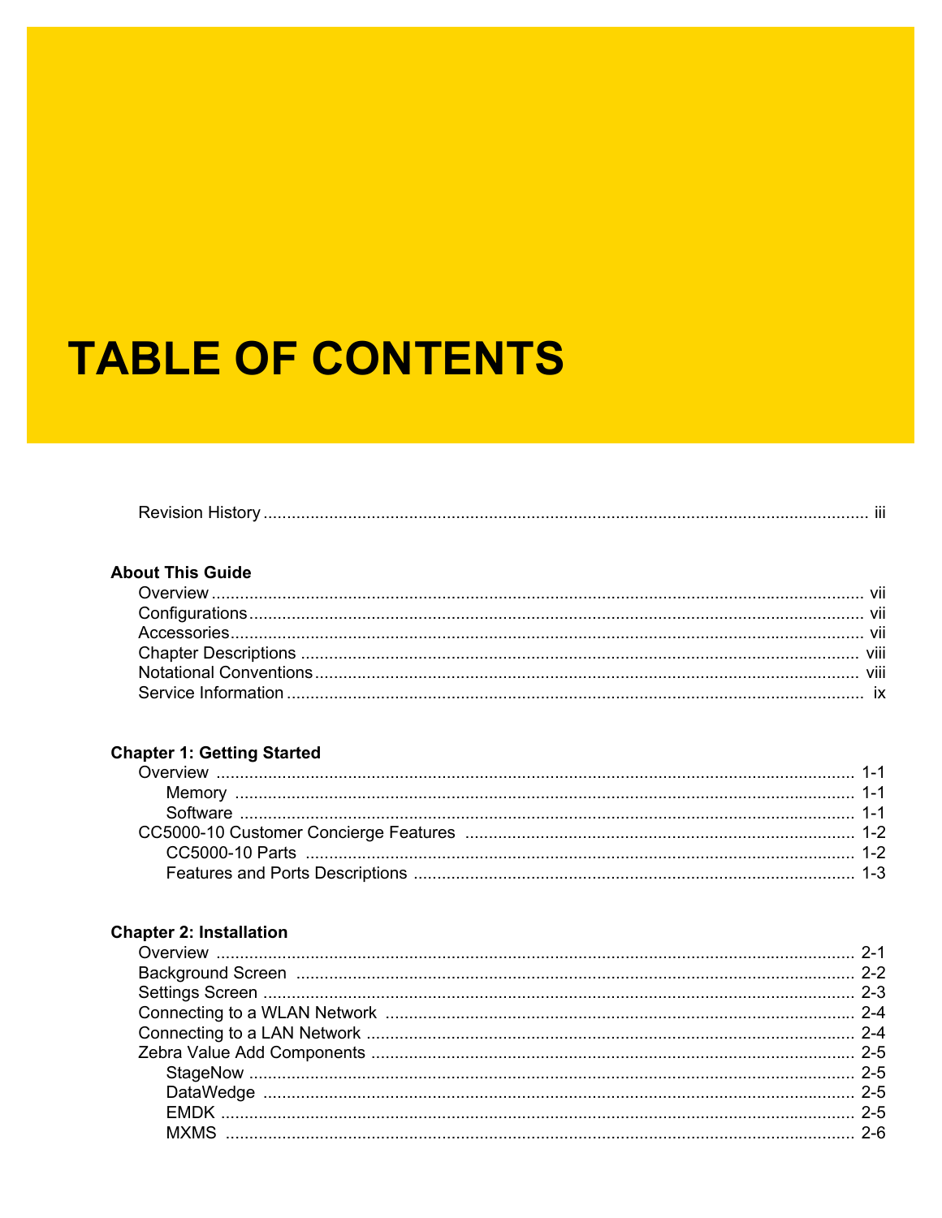# TABLE OF CONTENTS

Revision History ........................................................................................................................ iii

**About This Guide**

Overview ........................................................................................................................ vii
Configurations ........................................................................................................................ vii
Accessories ........................................................................................................................ vii
Chapter Descriptions ........................................................................................................................ viii
Notational Conventions ........................................................................................................................ viii
Service Information ........................................................................................................................ ix

**Chapter 1: Getting Started**

Overview ........................................................................................................................ 1-1
    Memory ........................................................................................................................ 1-1
    Software ........................................................................................................................ 1-1
CC5000-10 Customer Concierge Features ........................................................................................................................ 1-2
    CC5000-10 Parts ........................................................................................................................ 1-2
    Features and Ports Descriptions ........................................................................................................................ 1-3

**Chapter 2: Installation**

Overview ........................................................................................................................ 2-1
Background Screen ........................................................................................................................ 2-2
Settings Screen ........................................................................................................................ 2-3
Connecting to a WLAN Network ........................................................................................................................ 2-4
Connecting to a LAN Network ........................................................................................................................ 2-4
Zebra Value Add Components ........................................................................................................................ 2-5
    StageNow ........................................................................................................................ 2-5
    DataWedge ........................................................................................................................ 2-5
    EMDK ........................................................................................................................ 2-5
    MXMS ........................................................................................................................ 2-6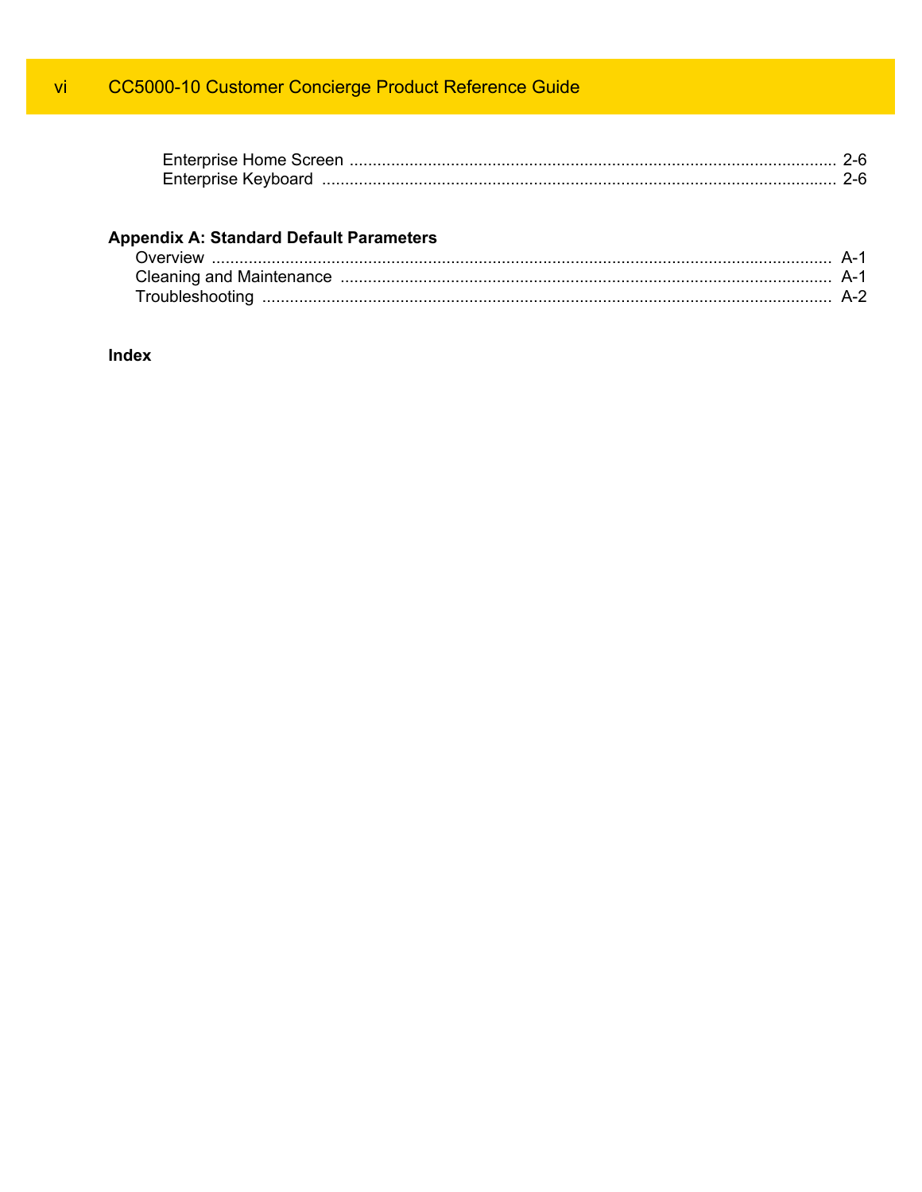Enterprise Home Screen ........................................................................................................ 2-6
Enterprise Keyboard ............................................................................................................. 2-6

**Appendix A: Standard Default Parameters**

Overview ......................................................................................................................... A-1
Cleaning and Maintenance ............................................................................................ A-1
Troubleshooting ............................................................................................................. A-2

**Index**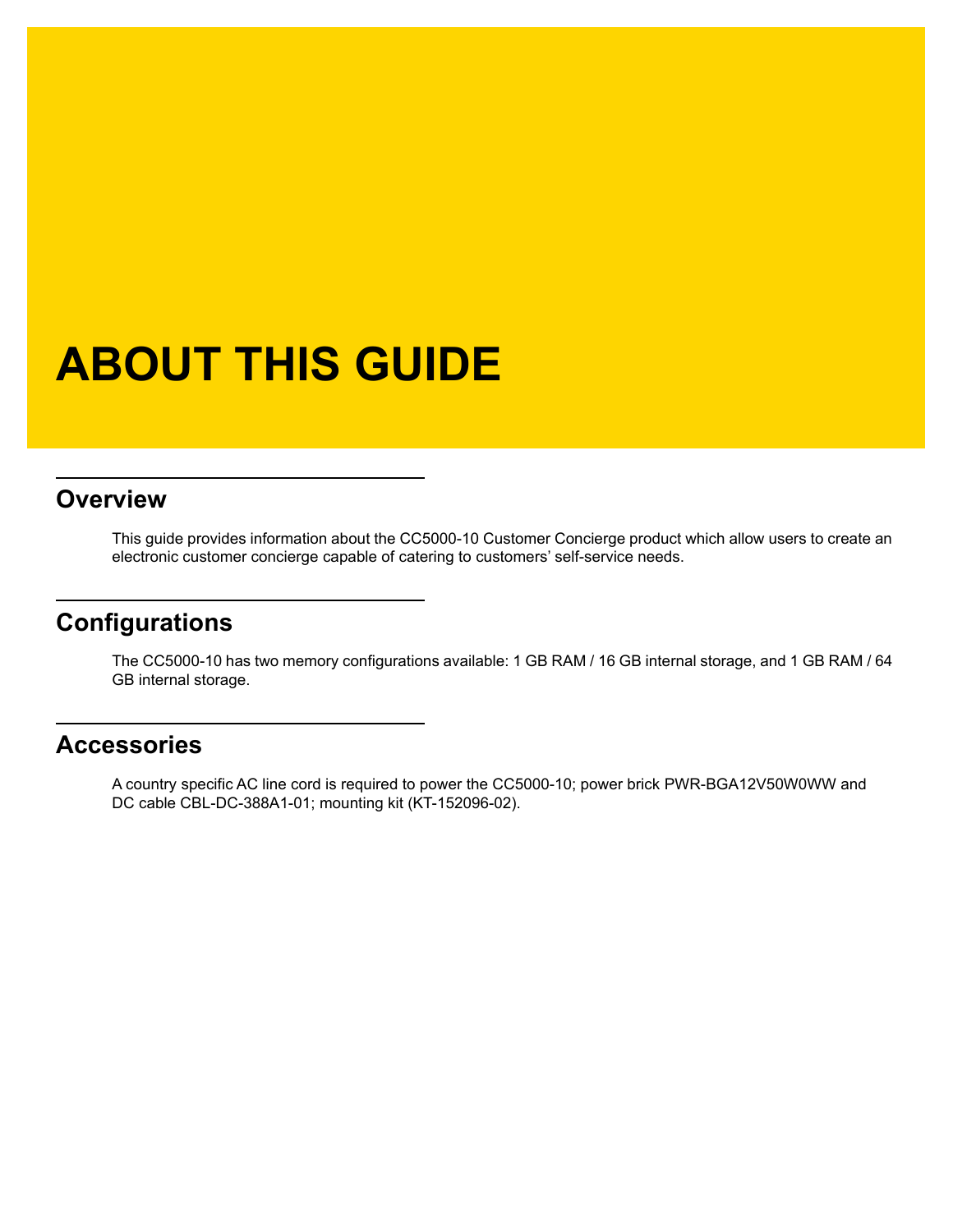# ABOUT THIS GUIDE

## Overview

This guide provides information about the CC5000-10 Customer Concierge product which allow users to create an electronic customer concierge capable of catering to customers' self-service needs.

## Configurations

The CC5000-10 has two memory configurations available: 1 GB RAM / 16 GB internal storage, and 1 GB RAM / 64 GB internal storage.

## Accessories

A country specific AC line cord is required to power the CC5000-10; power brick PWR-BGA12V50W0WW and DC cable CBL-DC-388A1-01; mounting kit (KT-152096-02).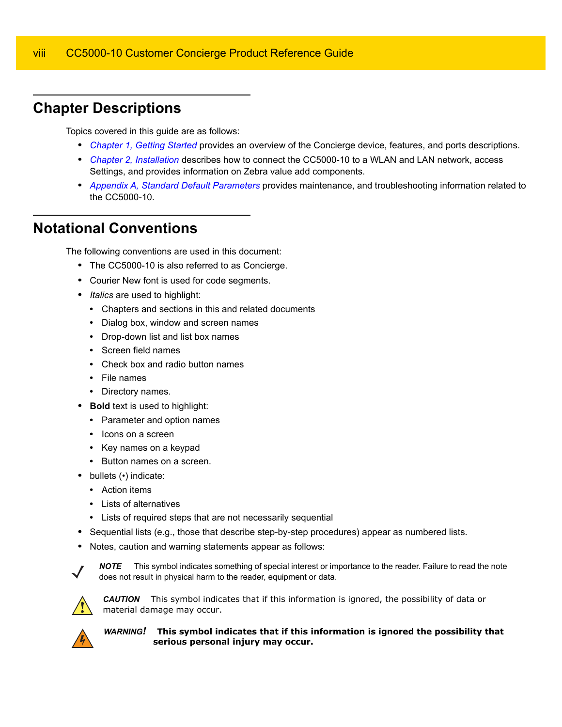## Chapter Descriptions

Topics covered in this guide are as follows:

- *Chapter 1, Getting Started* provides an overview of the Concierge device, features, and ports descriptions.
- *Chapter 2, Installation* describes how to connect the CC5000-10 to a WLAN and LAN network, access Settings, and provides information on Zebra value add components.
- *Appendix A, Standard Default Parameters* provides maintenance, and troubleshooting information related to the CC5000-10.

## Notational Conventions

The following conventions are used in this document:

- The CC5000-10 is also referred to as Concierge.
- Courier New font is used for code segments.
- *Italics* are used to highlight:
  - Chapters and sections in this and related documents
  - Dialog box, window and screen names
  - Drop-down list and list box names
  - Screen field names
  - Check box and radio button names
  - File names
  - Directory names.
- **Bold** text is used to highlight:
  - Parameter and option names
  - Icons on a screen
  - Key names on a keypad
  - Button names on a screen.
- bullets (•) indicate:
  - Action items
  - Lists of alternatives
  - Lists of required steps that are not necessarily sequential
- Sequential lists (e.g., those that describe step-by-step procedures) appear as numbered lists.
- Notes, caution and warning statements appear as follows:

***NOTE*** This symbol indicates something of special interest or importance to the reader. Failure to read the note does not result in physical harm to the reader, equipment or data.

***CAUTION*** This symbol indicates that if this information is ignored, the possibility of data or material damage may occur.

***WARNING!*** **This symbol indicates that if this information is ignored the possibility that serious personal injury may occur.**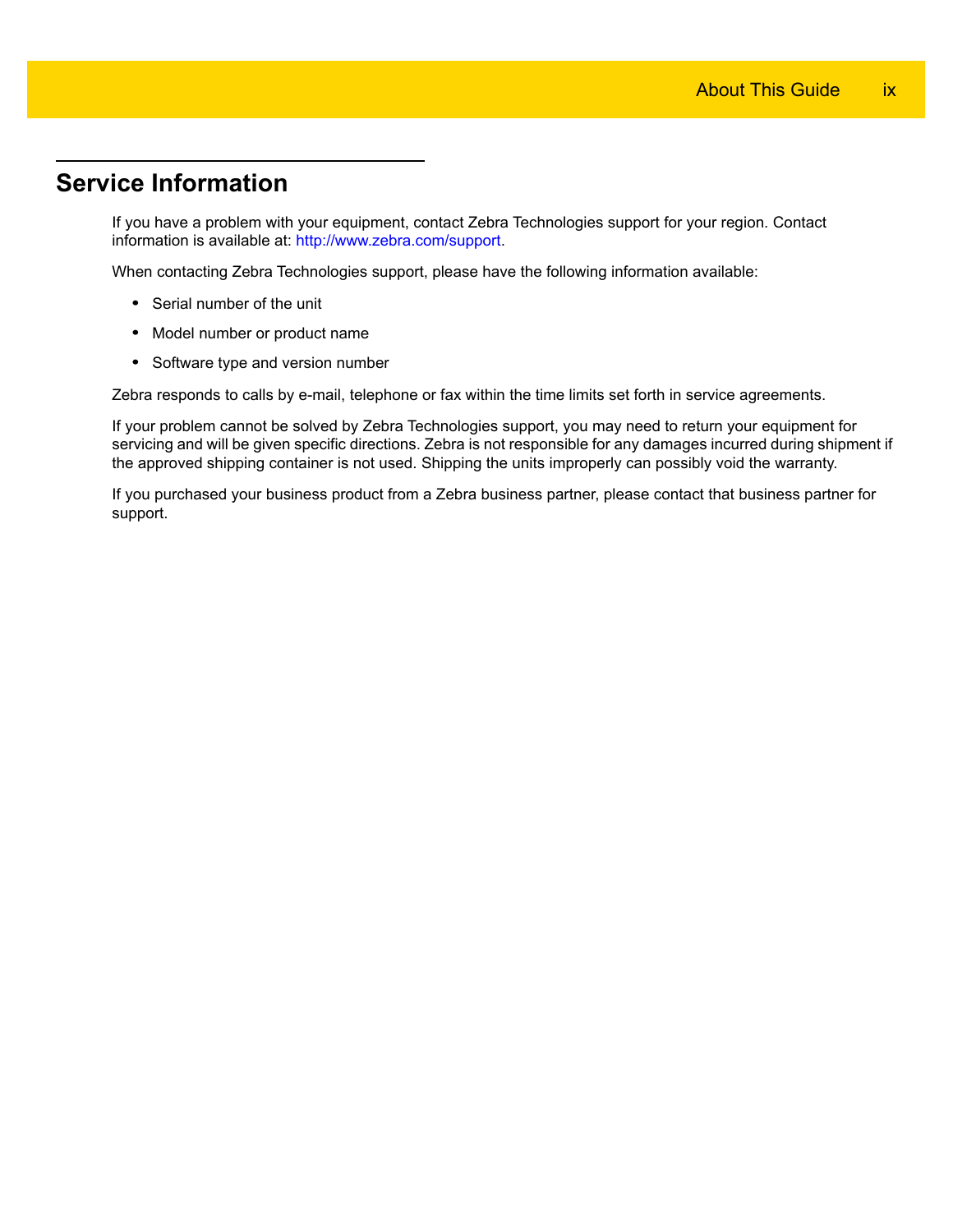## Service Information

If you have a problem with your equipment, contact Zebra Technologies support for your region. Contact information is available at: http://www.zebra.com/support.

When contacting Zebra Technologies support, please have the following information available:

- Serial number of the unit
- Model number or product name
- Software type and version number

Zebra responds to calls by e-mail, telephone or fax within the time limits set forth in service agreements.

If your problem cannot be solved by Zebra Technologies support, you may need to return your equipment for servicing and will be given specific directions. Zebra is not responsible for any damages incurred during shipment if the approved shipping container is not used. Shipping the units improperly can possibly void the warranty.

If you purchased your business product from a Zebra business partner, please contact that business partner for support.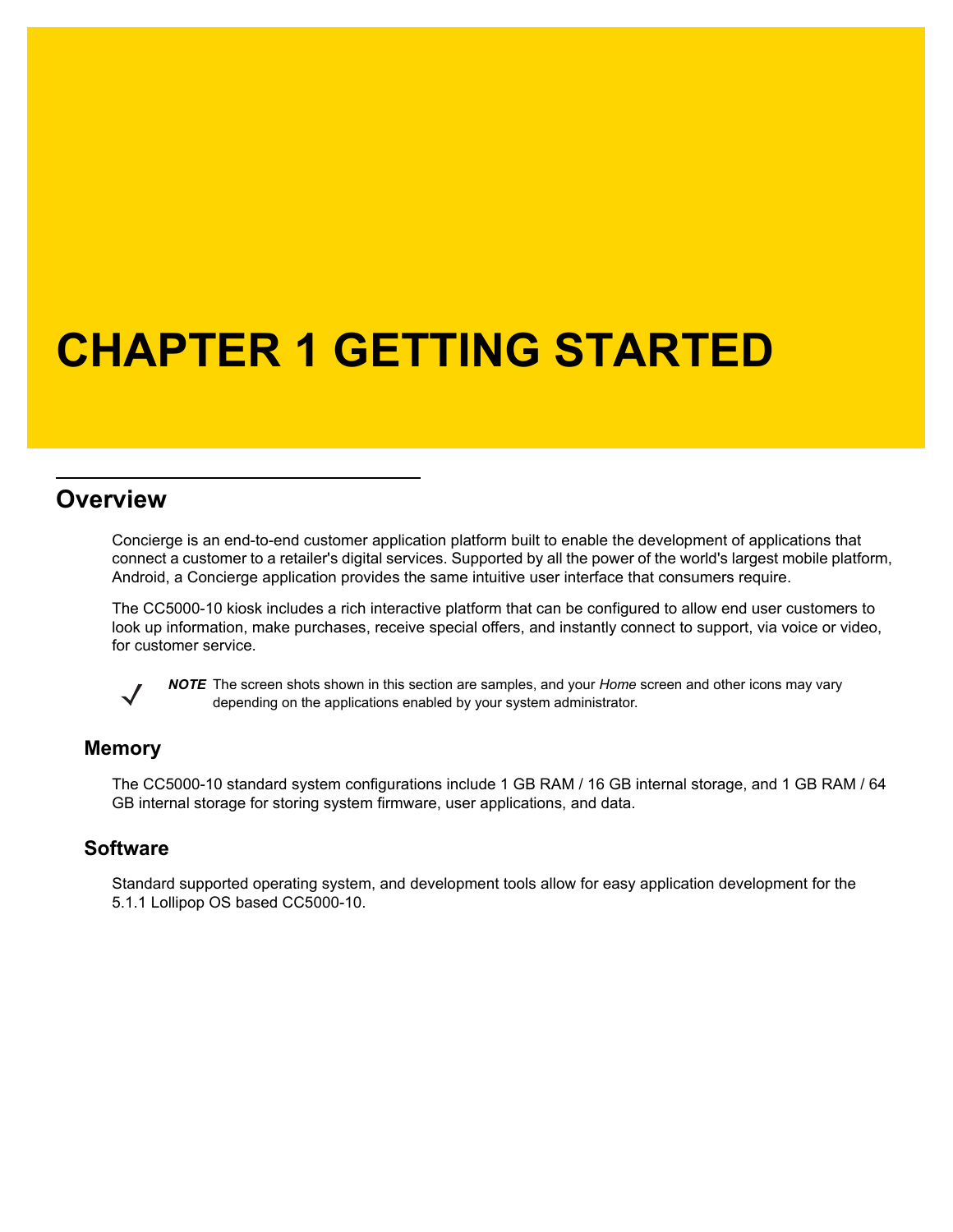# CHAPTER 1 GETTING STARTED

## Overview

Concierge is an end-to-end customer application platform built to enable the development of applications that connect a customer to a retailer's digital services. Supported by all the power of the world's largest mobile platform, Android, a Concierge application provides the same intuitive user interface that consumers require.

The CC5000-10 kiosk includes a rich interactive platform that can be configured to allow end user customers to look up information, make purchases, receive special offers, and instantly connect to support, via voice or video, for customer service.

> ***NOTE*** The screen shots shown in this section are samples, and your *Home* screen and other icons may vary depending on the applications enabled by your system administrator.

### Memory

The CC5000-10 standard system configurations include 1 GB RAM / 16 GB internal storage, and 1 GB RAM / 64 GB internal storage for storing system firmware, user applications, and data.

### Software

Standard supported operating system, and development tools allow for easy application development for the 5.1.1 Lollipop OS based CC5000-10.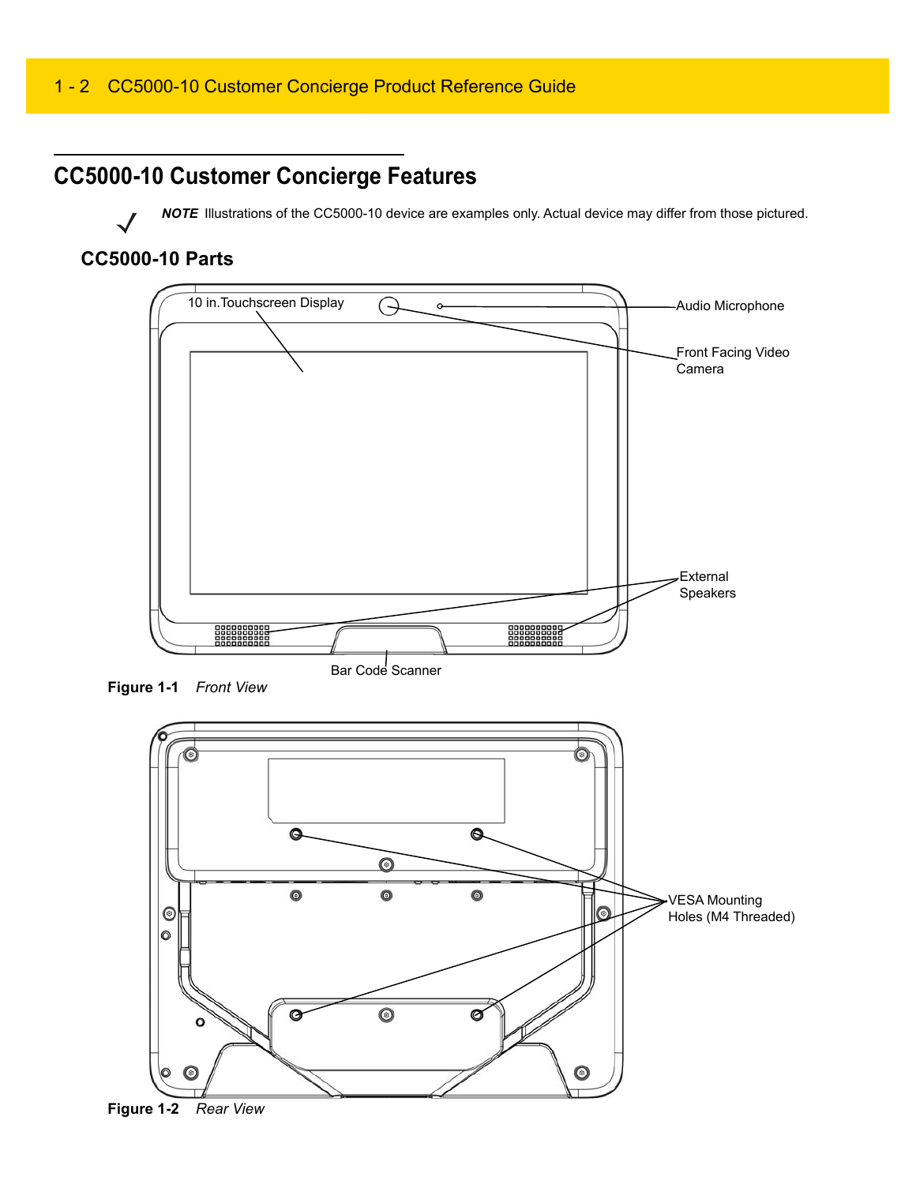## CC5000-10 Customer Concierge Features

*NOTE* Illustrations of the CC5000-10 device are examples only. Actual device may differ from those pictured.

### CC5000-10 Parts

10 in.Touchscreen Display

Audio Microphone

Front Facing Video Camera

External Speakers

Bar Code Scanner

**Figure 1-1** *Front View*

VESA Mounting Holes (M4 Threaded)

**Figure 1-2** *Rear View*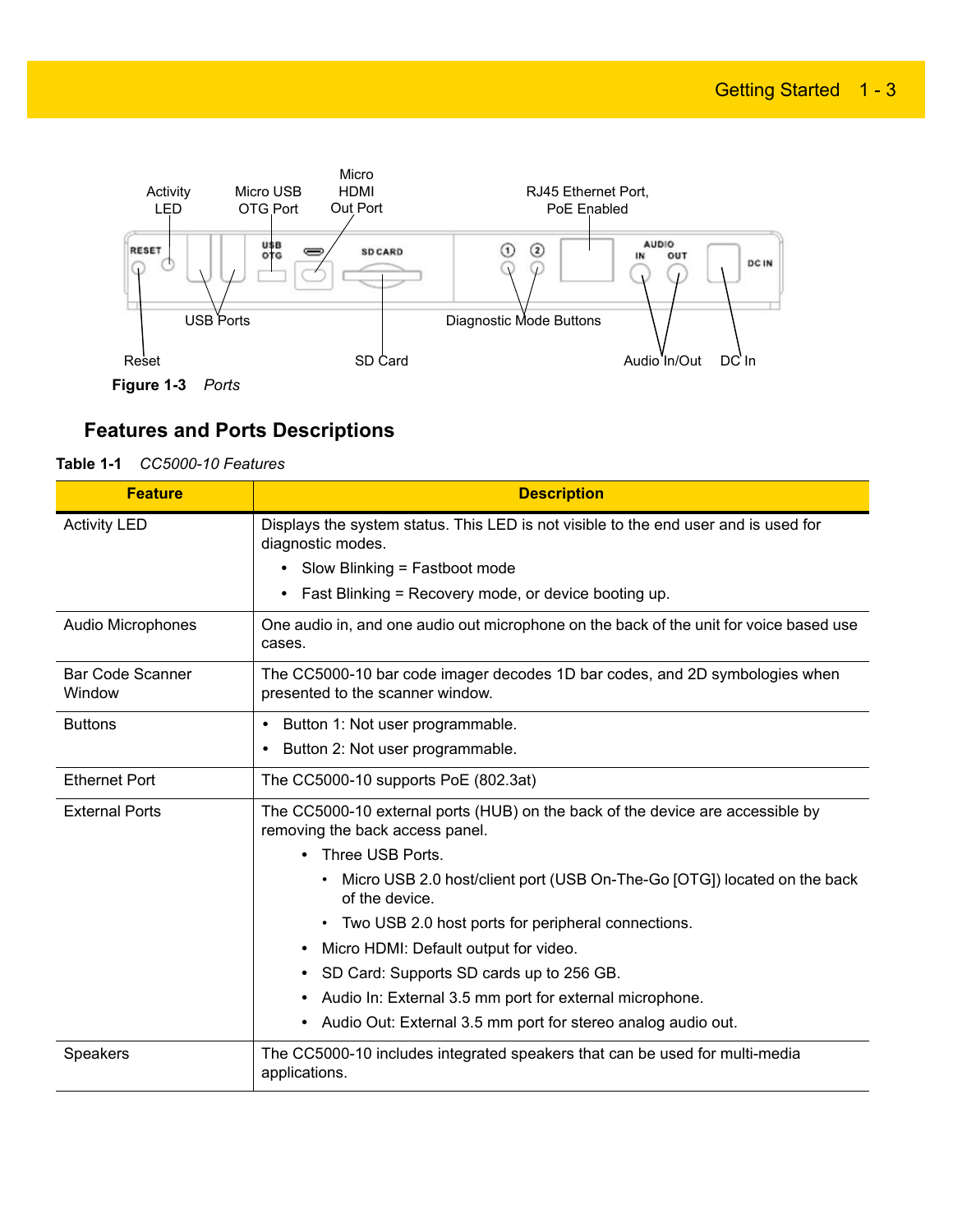Activity LED

Micro USB OTG Port

Micro HDMI Out Port

RJ45 Ethernet Port, PoE Enabled

USB Ports

Diagnostic Mode Buttons

Reset

SD Card

Audio In/Out

DC In

**Figure 1-3** *Ports*

## Features and Ports Descriptions

**Table 1-1** *CC5000-10 Features*

| Feature | Description |
|---|---|
| Activity LED | Displays the system status. This LED is not visible to the end user and is used for diagnostic modes.<br>• Slow Blinking = Fastboot mode<br>• Fast Blinking = Recovery mode, or device booting up. |
| Audio Microphones | One audio in, and one audio out microphone on the back of the unit for voice based use cases. |
| Bar Code Scanner Window | The CC5000-10 bar code imager decodes 1D bar codes, and 2D symbologies when presented to the scanner window. |
| Buttons | • Button 1: Not user programmable.<br>• Button 2: Not user programmable. |
| Ethernet Port | The CC5000-10 supports PoE (802.3at) |
| External Ports | The CC5000-10 external ports (HUB) on the back of the device are accessible by removing the back access panel.<br>• Three USB Ports.<br>  • Micro USB 2.0 host/client port (USB On-The-Go [OTG]) located on the back of the device.<br>  • Two USB 2.0 host ports for peripheral connections.<br>• Micro HDMI: Default output for video.<br>• SD Card: Supports SD cards up to 256 GB.<br>• Audio In: External 3.5 mm port for external microphone.<br>• Audio Out: External 3.5 mm port for stereo analog audio out. |
| Speakers | The CC5000-10 includes integrated speakers that can be used for multi-media applications. |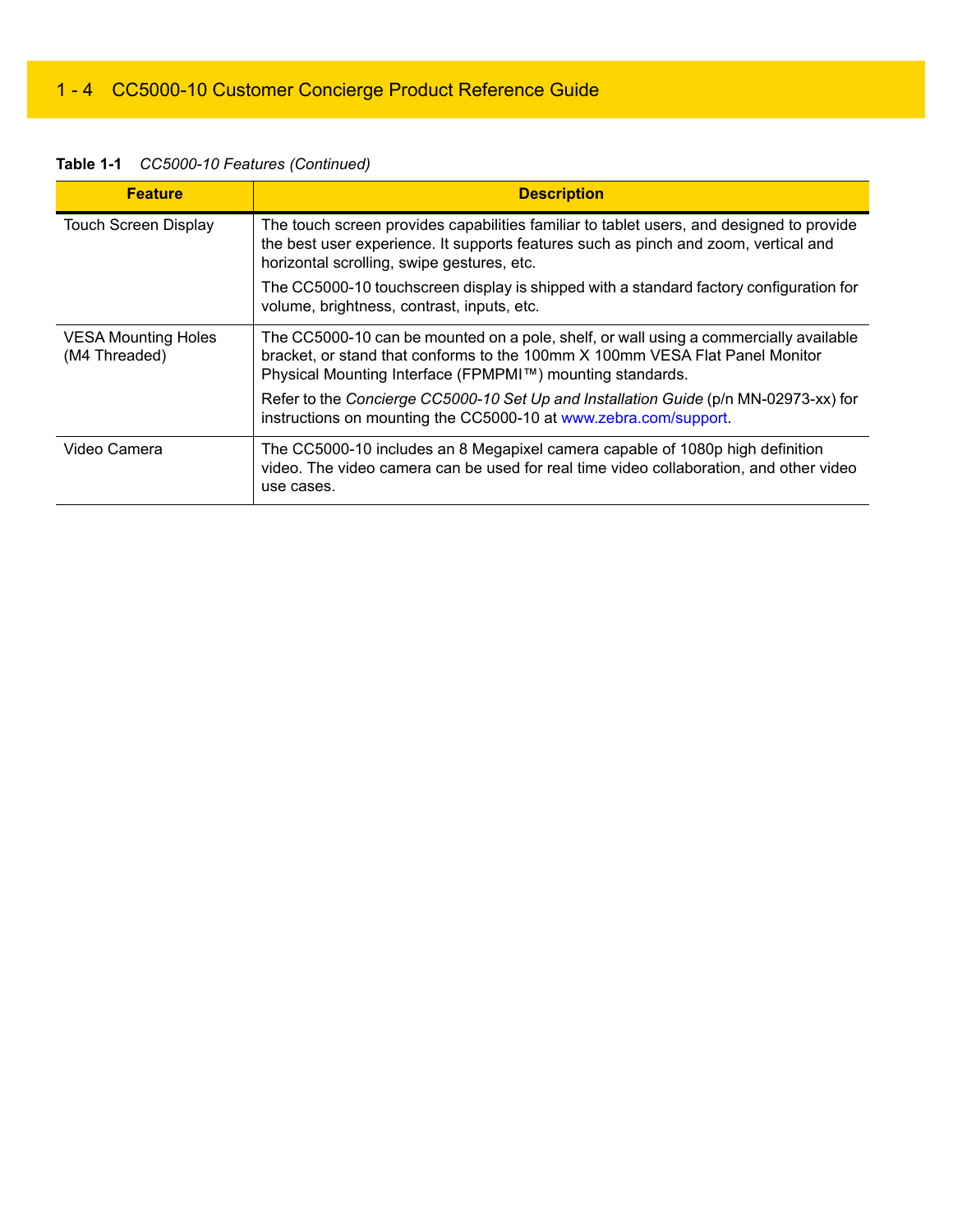**Table 1-1** *CC5000-10 Features (Continued)*

| Feature | Description |
|---|---|
| Touch Screen Display | The touch screen provides capabilities familiar to tablet users, and designed to provide the best user experience. It supports features such as pinch and zoom, vertical and horizontal scrolling, swipe gestures, etc.<br><br>The CC5000-10 touchscreen display is shipped with a standard factory configuration for volume, brightness, contrast, inputs, etc. |
| VESA Mounting Holes (M4 Threaded) | The CC5000-10 can be mounted on a pole, shelf, or wall using a commercially available bracket, or stand that conforms to the 100mm X 100mm VESA Flat Panel Monitor Physical Mounting Interface (FPMPMI™) mounting standards.<br><br>Refer to the *Concierge CC5000-10 Set Up and Installation Guide* (p/n MN-02973-xx) for instructions on mounting the CC5000-10 at www.zebra.com/support. |
| Video Camera | The CC5000-10 includes an 8 Megapixel camera capable of 1080p high definition video. The video camera can be used for real time video collaboration, and other video use cases. |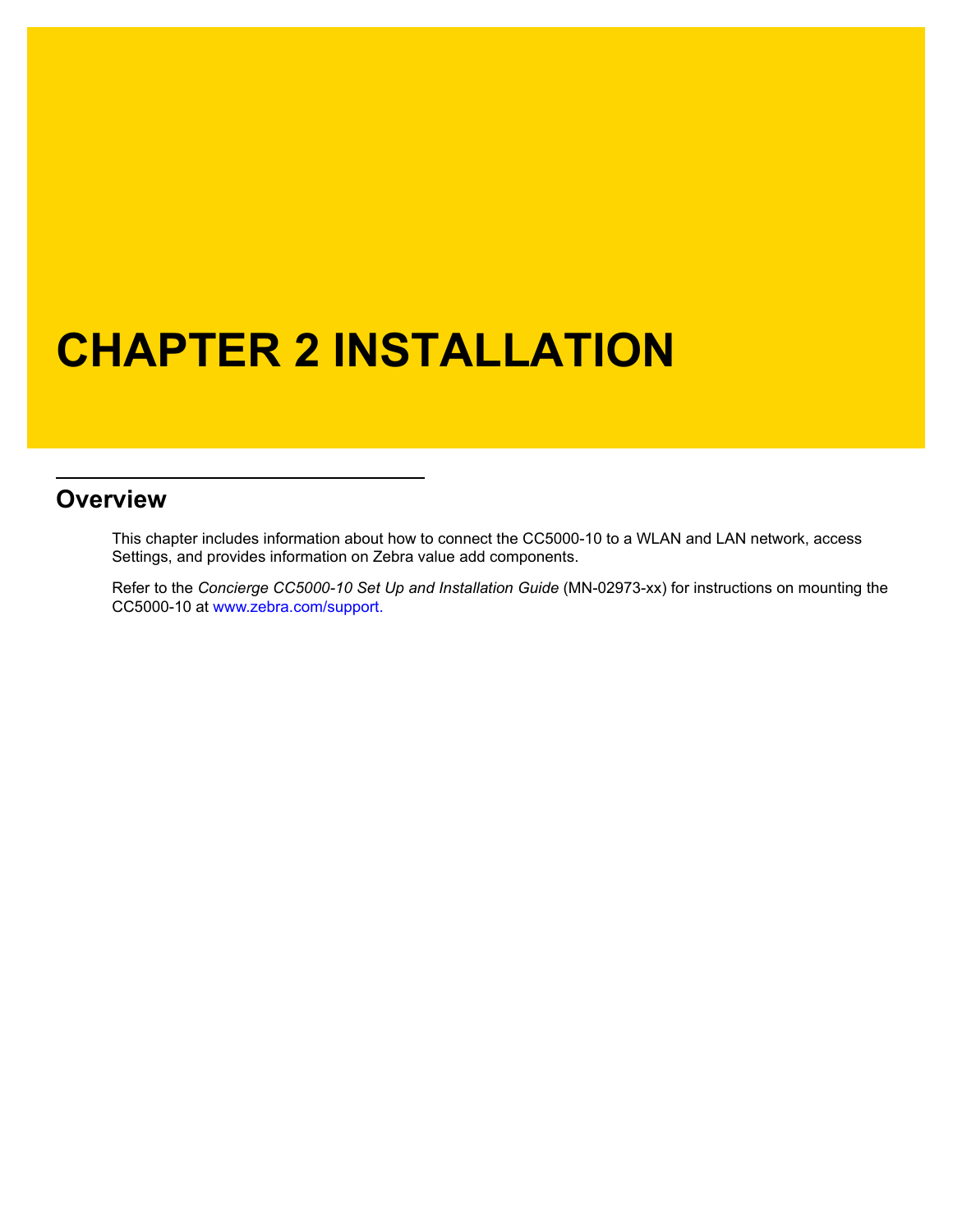# CHAPTER 2 INSTALLATION

## Overview

This chapter includes information about how to connect the CC5000-10 to a WLAN and LAN network, access Settings, and provides information on Zebra value add components.

Refer to the *Concierge CC5000-10 Set Up and Installation Guide* (MN-02973-xx) for instructions on mounting the CC5000-10 at www.zebra.com/support.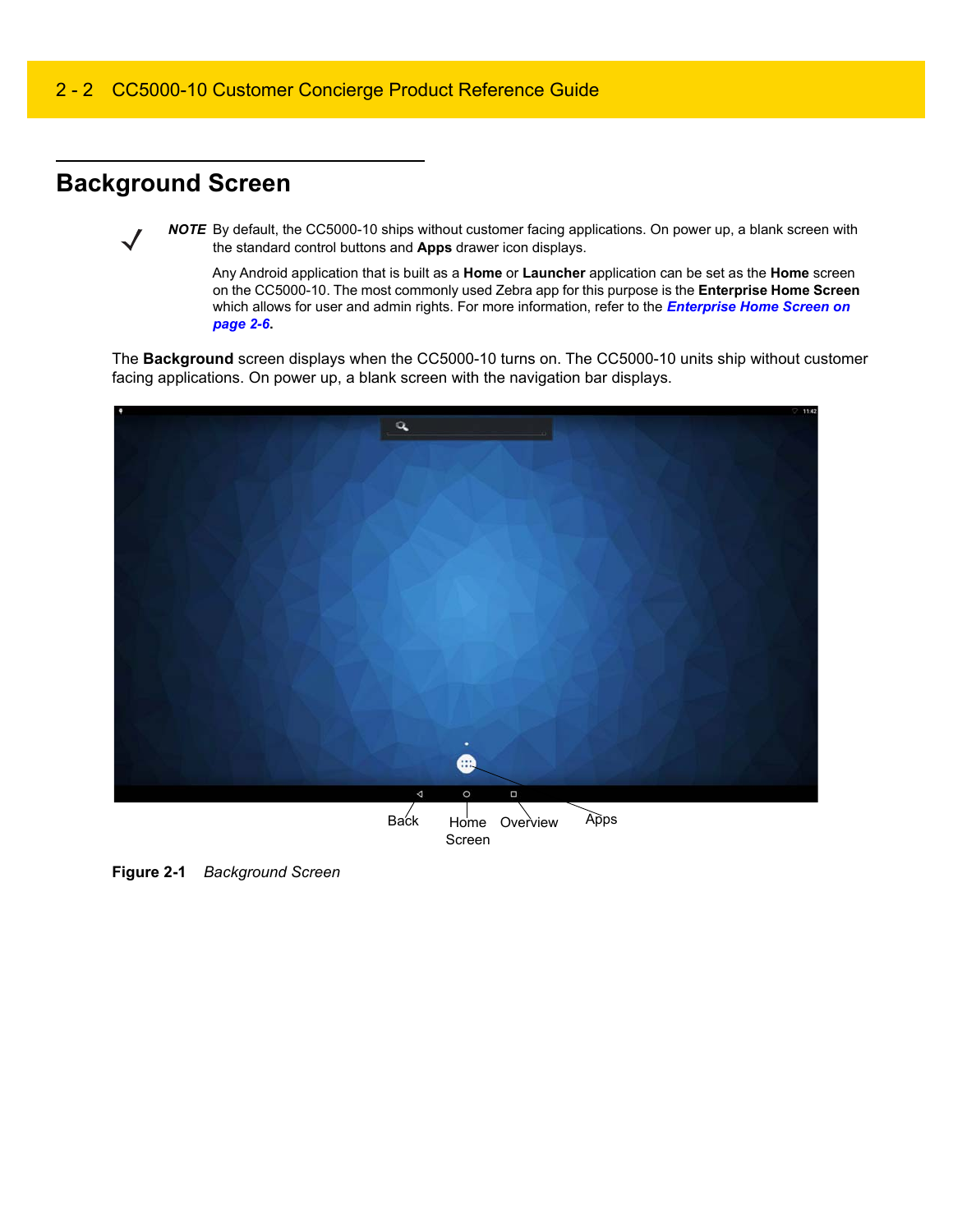## Background Screen

> **NOTE** By default, the CC5000-10 ships without customer facing applications. On power up, a blank screen with the standard control buttons and **Apps** drawer icon displays.
>
> Any Android application that is built as a **Home** or **Launcher** application can be set as the **Home** screen on the CC5000-10. The most commonly used Zebra app for this purpose is the **Enterprise Home Screen** which allows for user and admin rights. For more information, refer to the ***Enterprise Home Screen on page 2-6***.

The **Background** screen displays when the CC5000-10 turns on. The CC5000-10 units ship without customer facing applications. On power up, a blank screen with the navigation bar displays.

Back    Home Screen    Overview    Apps

**Figure 2-1** *Background Screen*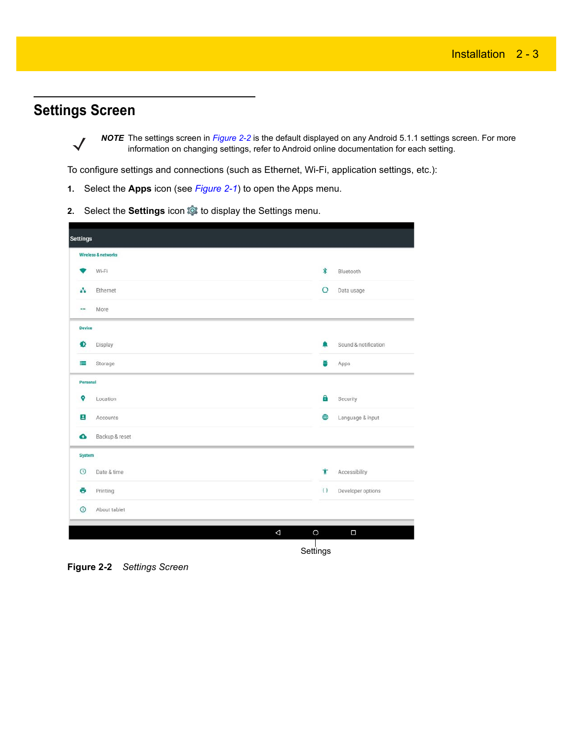## Settings Screen

✓ ***NOTE*** The settings screen in *Figure 2-2* is the default displayed on any Android 5.1.1 settings screen. For more information on changing settings, refer to Android online documentation for each setting.

To configure settings and connections (such as Ethernet, Wi-Fi, application settings, etc.):

1. Select the **Apps** icon (see *Figure 2-1*) to open the Apps menu.
2. Select the **Settings** icon to display the Settings menu.

Settings

Wireless & networks

Wi-Fi
Bluetooth
Ethernet
Data usage
More

Device

Display
Sound & notification
Storage
Apps

Personal

Location
Security
Accounts
Language & input
Backup & reset

System

Date & time
Accessibility
Printing
Developer options
About tablet

Settings

**Figure 2-2** *Settings Screen*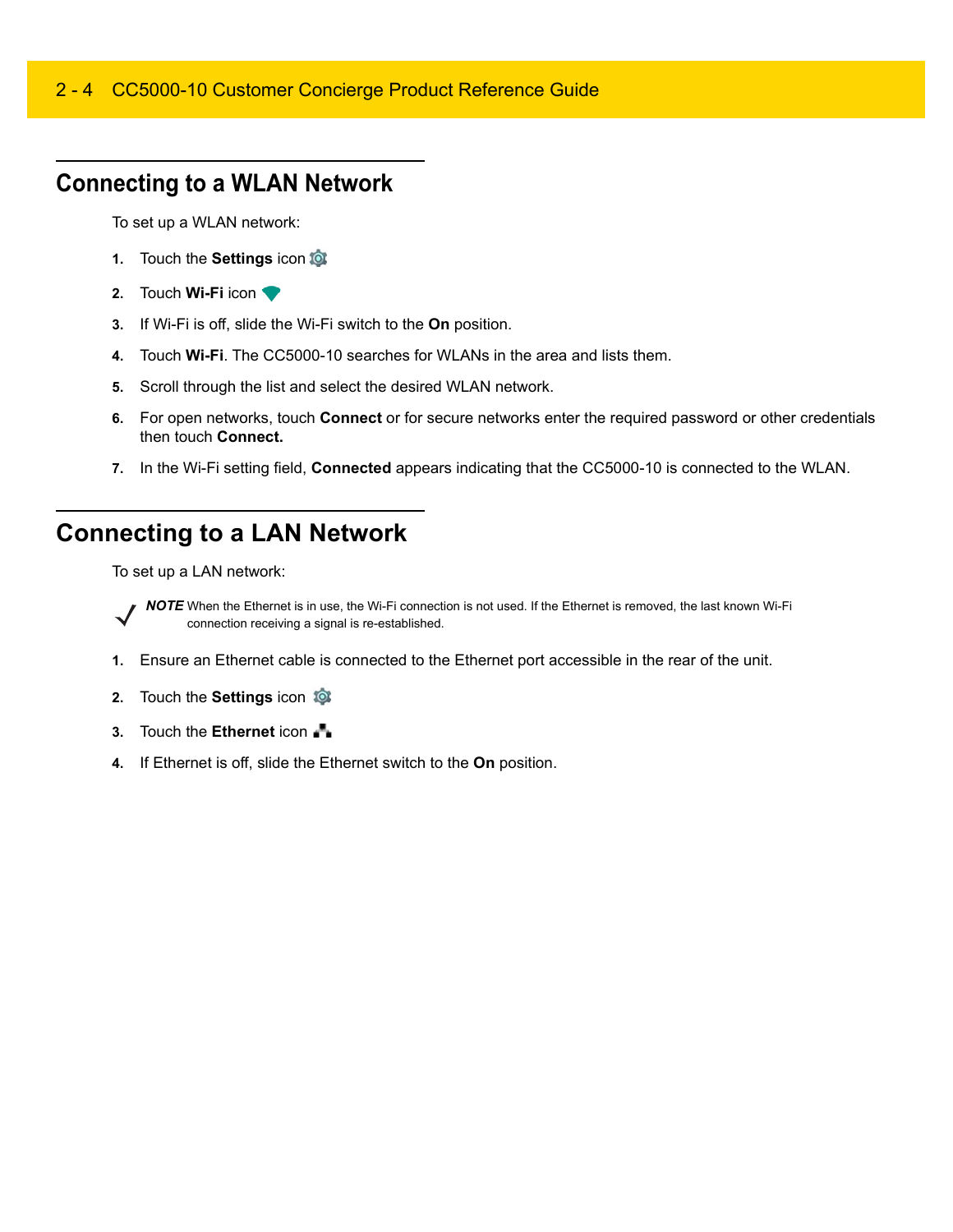## Connecting to a WLAN Network

To set up a WLAN network:

1. Touch the **Settings** icon
2. Touch **Wi-Fi** icon
3. If Wi-Fi is off, slide the Wi-Fi switch to the **On** position.
4. Touch **Wi-Fi**. The CC5000-10 searches for WLANs in the area and lists them.
5. Scroll through the list and select the desired WLAN network.
6. For open networks, touch **Connect** or for secure networks enter the required password or other credentials then touch **Connect.**
7. In the Wi-Fi setting field, **Connected** appears indicating that the CC5000-10 is connected to the WLAN.

## Connecting to a LAN Network

To set up a LAN network:

> ***NOTE*** When the Ethernet is in use, the Wi-Fi connection is not used. If the Ethernet is removed, the last known Wi-Fi connection receiving a signal is re-established.

1. Ensure an Ethernet cable is connected to the Ethernet port accessible in the rear of the unit.
2. Touch the **Settings** icon
3. Touch the **Ethernet** icon
4. If Ethernet is off, slide the Ethernet switch to the **On** position.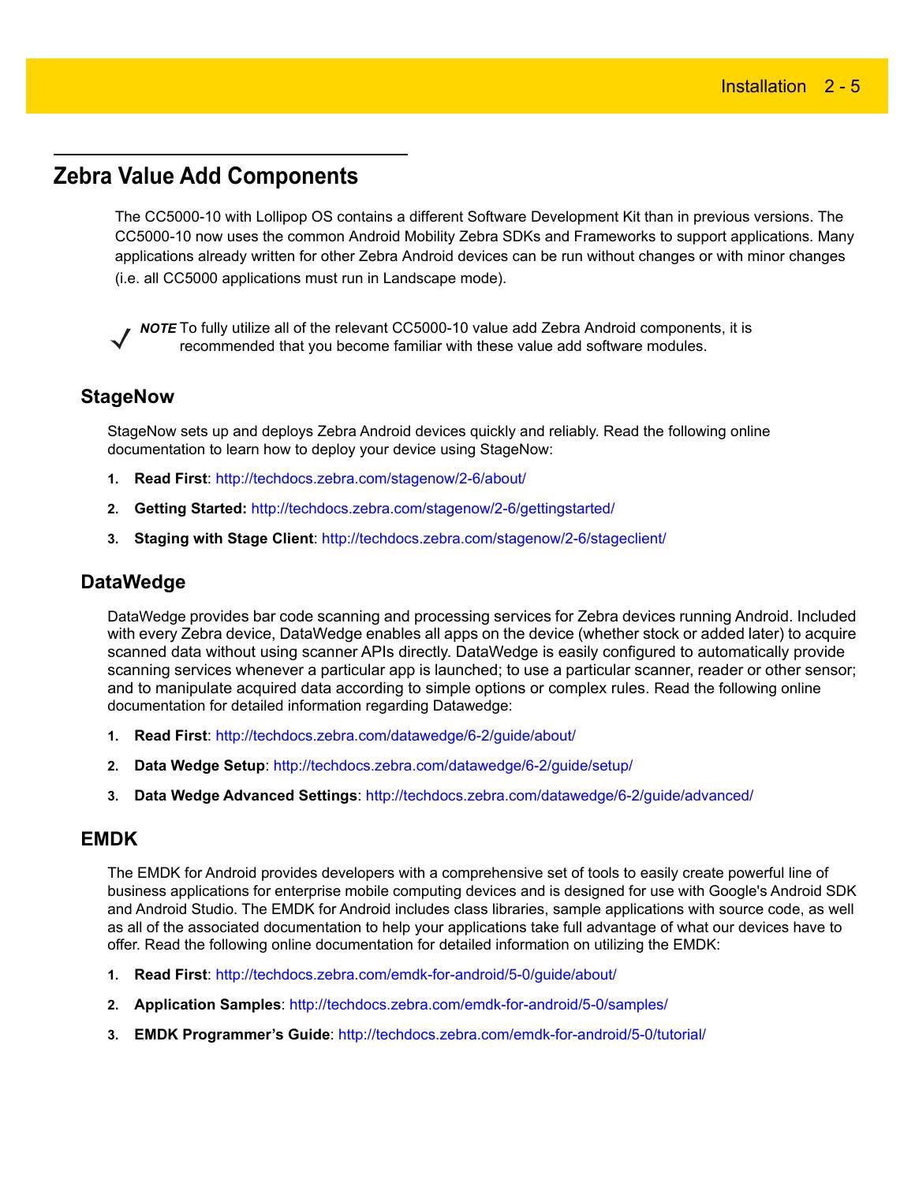## Zebra Value Add Components

The CC5000-10 with Lollipop OS contains a different Software Development Kit than in previous versions. The CC5000-10 now uses the common Android Mobility Zebra SDKs and Frameworks to support applications. Many applications already written for other Zebra Android devices can be run without changes or with minor changes (i.e. all CC5000 applications must run in Landscape mode).

> ***NOTE*** To fully utilize all of the relevant CC5000-10 value add Zebra Android components, it is recommended that you become familiar with these value add software modules.

### StageNow

StageNow sets up and deploys Zebra Android devices quickly and reliably. Read the following online documentation to learn how to deploy your device using StageNow:

1. **Read First**: http://techdocs.zebra.com/stagenow/2-6/about/
2. **Getting Started:** http://techdocs.zebra.com/stagenow/2-6/gettingstarted/
3. **Staging with Stage Client**: http://techdocs.zebra.com/stagenow/2-6/stageclient/

### DataWedge

DataWedge provides bar code scanning and processing services for Zebra devices running Android. Included with every Zebra device, DataWedge enables all apps on the device (whether stock or added later) to acquire scanned data without using scanner APIs directly. DataWedge is easily configured to automatically provide scanning services whenever a particular app is launched; to use a particular scanner, reader or other sensor; and to manipulate acquired data according to simple options or complex rules. Read the following online documentation for detailed information regarding Datawedge:

1. **Read First**: http://techdocs.zebra.com/datawedge/6-2/guide/about/
2. **Data Wedge Setup**: http://techdocs.zebra.com/datawedge/6-2/guide/setup/
3. **Data Wedge Advanced Settings**: http://techdocs.zebra.com/datawedge/6-2/guide/advanced/

### EMDK

The EMDK for Android provides developers with a comprehensive set of tools to easily create powerful line of business applications for enterprise mobile computing devices and is designed for use with Google's Android SDK and Android Studio. The EMDK for Android includes class libraries, sample applications with source code, as well as all of the associated documentation to help your applications take full advantage of what our devices have to offer. Read the following online documentation for detailed information on utilizing the EMDK:

1. **Read First**: http://techdocs.zebra.com/emdk-for-android/5-0/guide/about/
2. **Application Samples**: http://techdocs.zebra.com/emdk-for-android/5-0/samples/
3. **EMDK Programmer's Guide**: http://techdocs.zebra.com/emdk-for-android/5-0/tutorial/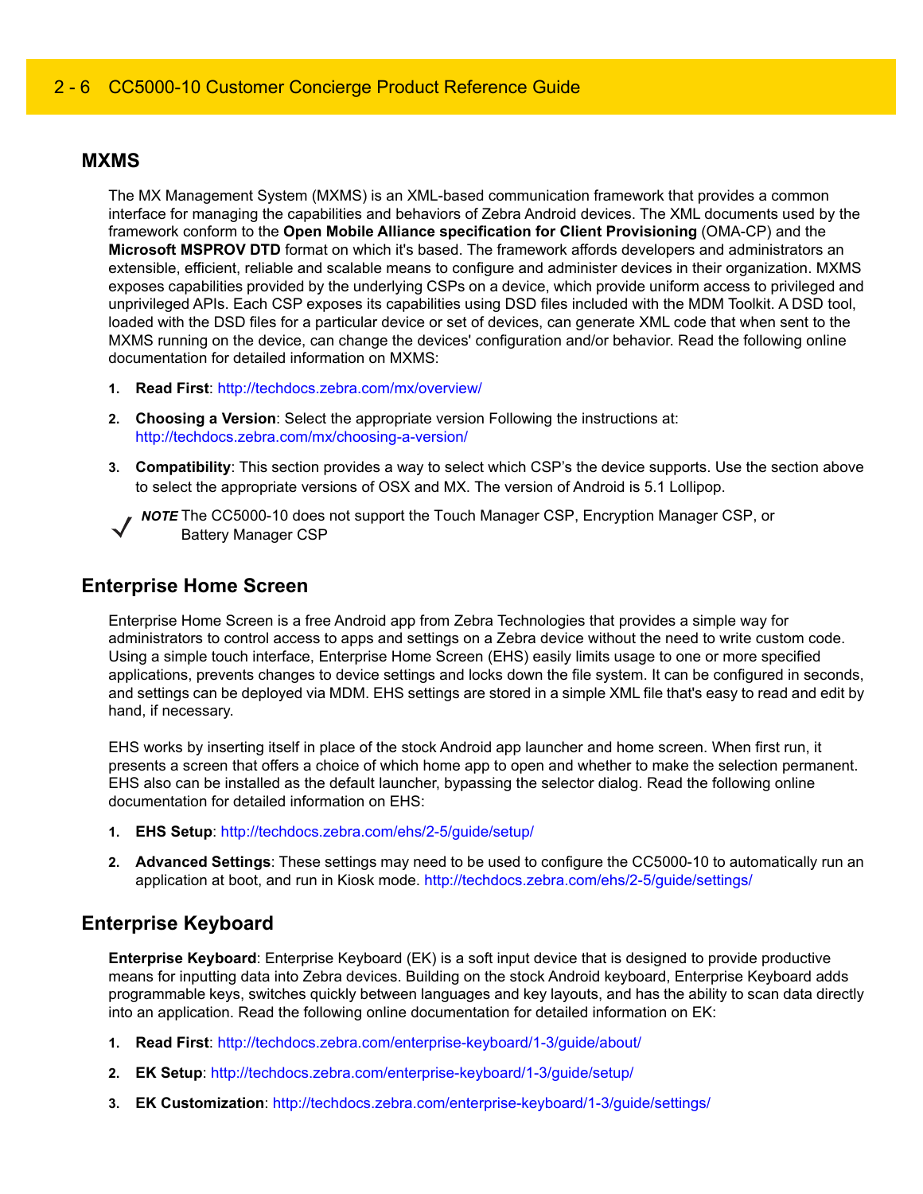## MXMS

The MX Management System (MXMS) is an XML-based communication framework that provides a common interface for managing the capabilities and behaviors of Zebra Android devices. The XML documents used by the framework conform to the **Open Mobile Alliance specification for Client Provisioning** (OMA-CP) and the **Microsoft MSPROV DTD** format on which it's based. The framework affords developers and administrators an extensible, efficient, reliable and scalable means to configure and administer devices in their organization. MXMS exposes capabilities provided by the underlying CSPs on a device, which provide uniform access to privileged and unprivileged APIs. Each CSP exposes its capabilities using DSD files included with the MDM Toolkit. A DSD tool, loaded with the DSD files for a particular device or set of devices, can generate XML code that when sent to the MXMS running on the device, can change the devices' configuration and/or behavior. Read the following online documentation for detailed information on MXMS:

1. **Read First**: http://techdocs.zebra.com/mx/overview/
2. **Choosing a Version**: Select the appropriate version Following the instructions at: http://techdocs.zebra.com/mx/choosing-a-version/
3. **Compatibility**: This section provides a way to select which CSP's the device supports. Use the section above to select the appropriate versions of OSX and MX. The version of Android is 5.1 Lollipop.

✓ ***NOTE*** The CC5000-10 does not support the Touch Manager CSP, Encryption Manager CSP, or Battery Manager CSP

## Enterprise Home Screen

Enterprise Home Screen is a free Android app from Zebra Technologies that provides a simple way for administrators to control access to apps and settings on a Zebra device without the need to write custom code. Using a simple touch interface, Enterprise Home Screen (EHS) easily limits usage to one or more specified applications, prevents changes to device settings and locks down the file system. It can be configured in seconds, and settings can be deployed via MDM. EHS settings are stored in a simple XML file that's easy to read and edit by hand, if necessary.

EHS works by inserting itself in place of the stock Android app launcher and home screen. When first run, it presents a screen that offers a choice of which home app to open and whether to make the selection permanent. EHS also can be installed as the default launcher, bypassing the selector dialog. Read the following online documentation for detailed information on EHS:

1. **EHS Setup**: http://techdocs.zebra.com/ehs/2-5/guide/setup/
2. **Advanced Settings**: These settings may need to be used to configure the CC5000-10 to automatically run an application at boot, and run in Kiosk mode. http://techdocs.zebra.com/ehs/2-5/guide/settings/

## Enterprise Keyboard

**Enterprise Keyboard**: Enterprise Keyboard (EK) is a soft input device that is designed to provide productive means for inputting data into Zebra devices. Building on the stock Android keyboard, Enterprise Keyboard adds programmable keys, switches quickly between languages and key layouts, and has the ability to scan data directly into an application. Read the following online documentation for detailed information on EK:

1. **Read First**: http://techdocs.zebra.com/enterprise-keyboard/1-3/guide/about/
2. **EK Setup**: http://techdocs.zebra.com/enterprise-keyboard/1-3/guide/setup/
3. **EK Customization**: http://techdocs.zebra.com/enterprise-keyboard/1-3/guide/settings/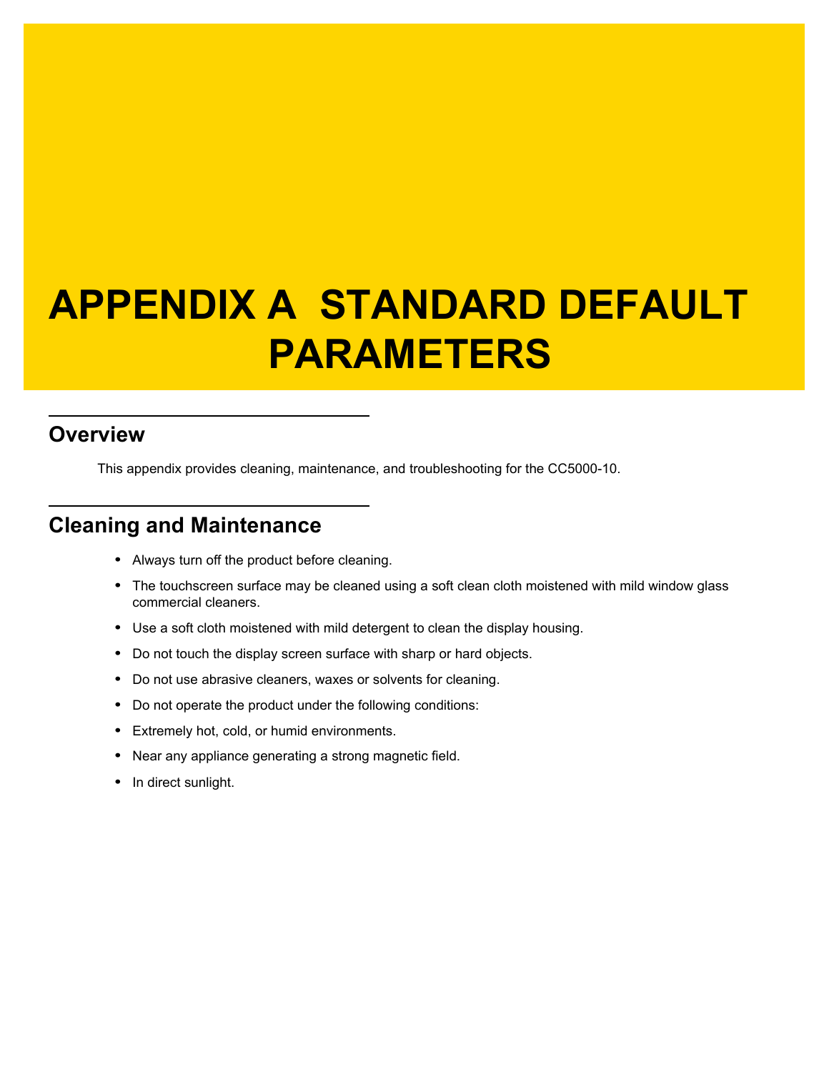# APPENDIX A STANDARD DEFAULT PARAMETERS

## Overview

This appendix provides cleaning, maintenance, and troubleshooting for the CC5000-10.

## Cleaning and Maintenance

- Always turn off the product before cleaning.
- The touchscreen surface may be cleaned using a soft clean cloth moistened with mild window glass commercial cleaners.
- Use a soft cloth moistened with mild detergent to clean the display housing.
- Do not touch the display screen surface with sharp or hard objects.
- Do not use abrasive cleaners, waxes or solvents for cleaning.
- Do not operate the product under the following conditions:
- Extremely hot, cold, or humid environments.
- Near any appliance generating a strong magnetic field.
- In direct sunlight.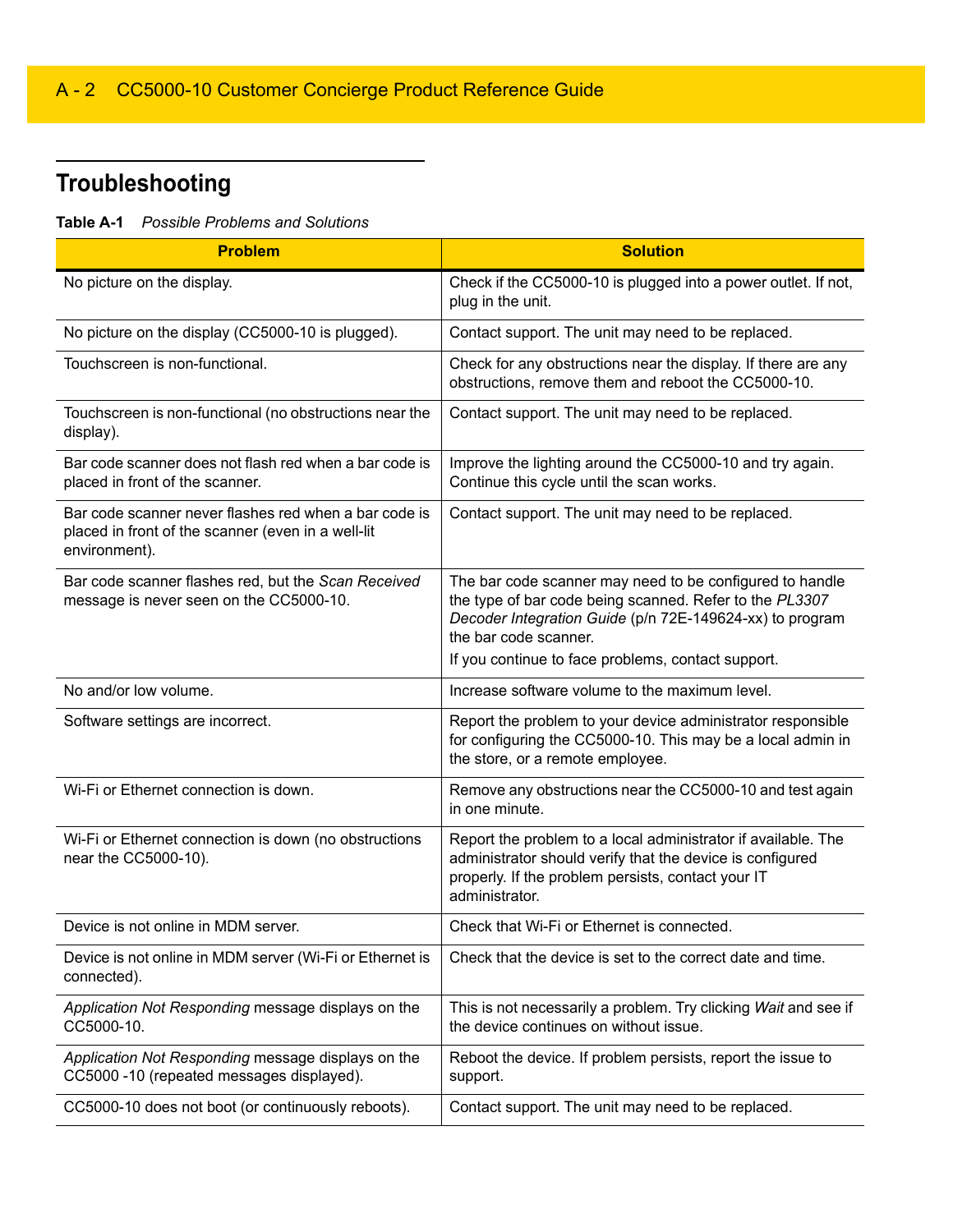## Troubleshooting

**Table A-1** *Possible Problems and Solutions*

| Problem | Solution |
|---|---|
| No picture on the display. | Check if the CC5000-10 is plugged into a power outlet. If not, plug in the unit. |
| No picture on the display (CC5000-10 is plugged). | Contact support. The unit may need to be replaced. |
| Touchscreen is non-functional. | Check for any obstructions near the display. If there are any obstructions, remove them and reboot the CC5000-10. |
| Touchscreen is non-functional (no obstructions near the display). | Contact support. The unit may need to be replaced. |
| Bar code scanner does not flash red when a bar code is placed in front of the scanner. | Improve the lighting around the CC5000-10 and try again. Continue this cycle until the scan works. |
| Bar code scanner never flashes red when a bar code is placed in front of the scanner (even in a well-lit environment). | Contact support. The unit may need to be replaced. |
| Bar code scanner flashes red, but the *Scan Received* message is never seen on the CC5000-10. | The bar code scanner may need to be configured to handle the type of bar code being scanned. Refer to the *PL3307 Decoder Integration Guide* (p/n 72E-149624-xx) to program the bar code scanner. If you continue to face problems, contact support. |
| No and/or low volume. | Increase software volume to the maximum level. |
| Software settings are incorrect. | Report the problem to your device administrator responsible for configuring the CC5000-10. This may be a local admin in the store, or a remote employee. |
| Wi-Fi or Ethernet connection is down. | Remove any obstructions near the CC5000-10 and test again in one minute. |
| Wi-Fi or Ethernet connection is down (no obstructions near the CC5000-10). | Report the problem to a local administrator if available. The administrator should verify that the device is configured properly. If the problem persists, contact your IT administrator. |
| Device is not online in MDM server. | Check that Wi-Fi or Ethernet is connected. |
| Device is not online in MDM server (Wi-Fi or Ethernet is connected). | Check that the device is set to the correct date and time. |
| *Application Not Responding* message displays on the CC5000-10. | This is not necessarily a problem. Try clicking *Wait* and see if the device continues on without issue. |
| *Application Not Responding* message displays on the CC5000 -10 (repeated messages displayed). | Reboot the device. If problem persists, report the issue to support. |
| CC5000-10 does not boot (or continuously reboots). | Contact support. The unit may need to be replaced. |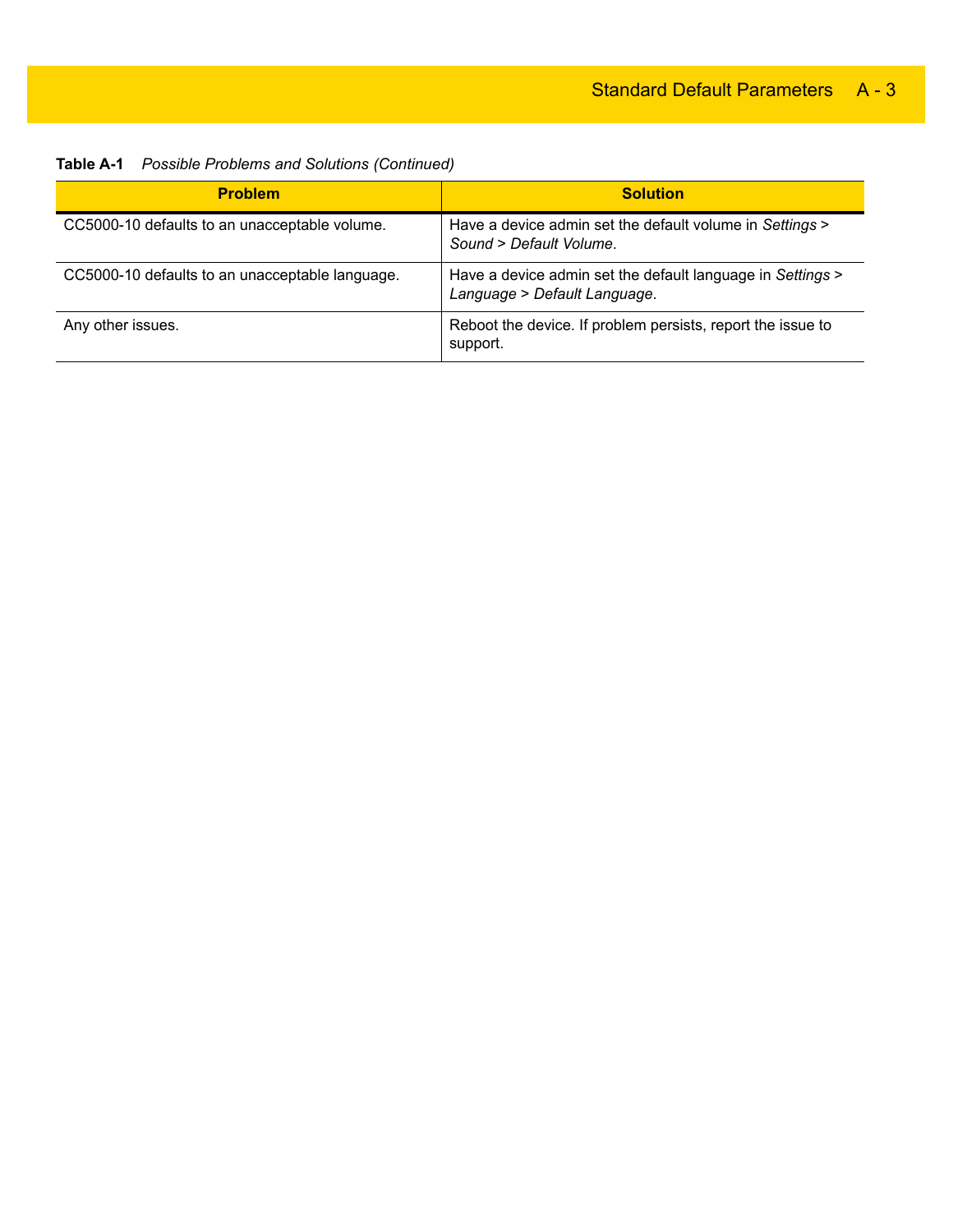**Table A-1** *Possible Problems and Solutions (Continued)*

| Problem | Solution |
| --- | --- |
| CC5000-10 defaults to an unacceptable volume. | Have a device admin set the default volume in *Settings* > *Sound* > *Default Volume*. |
| CC5000-10 defaults to an unacceptable language. | Have a device admin set the default language in *Settings* > *Language* > *Default Language*. |
| Any other issues. | Reboot the device. If problem persists, report the issue to support. |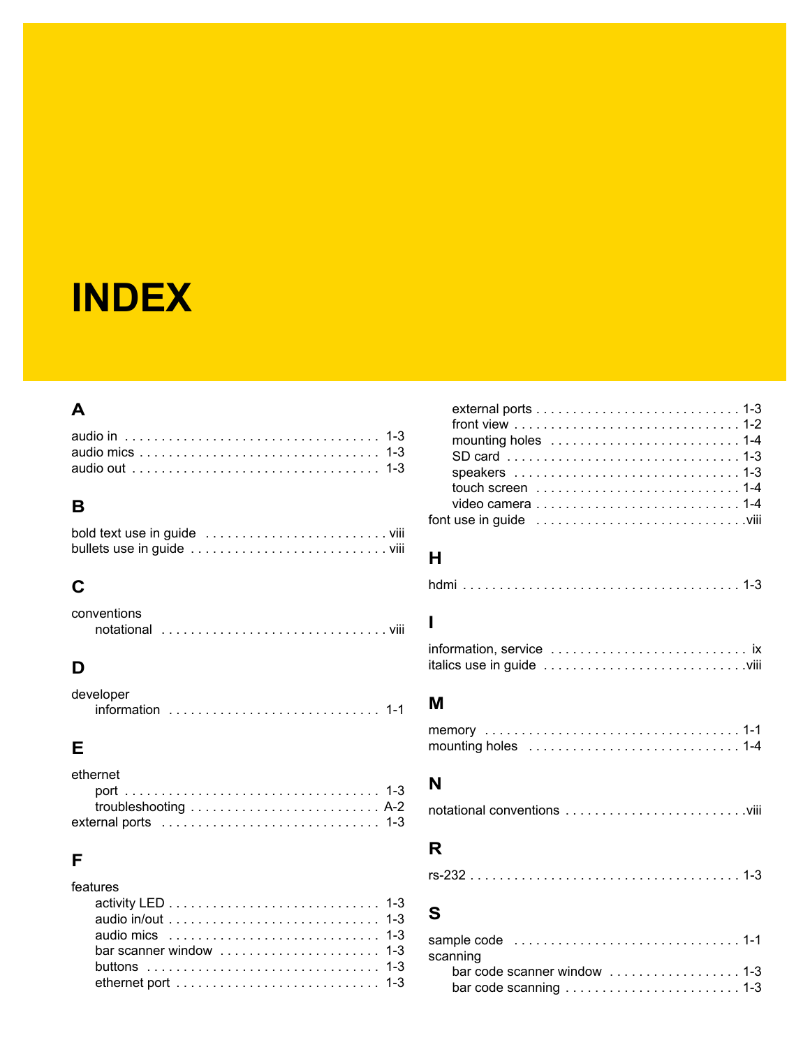# INDEX

## A

audio in . . . . . . . . . . . . . . . . . . . . . . . . . . . . . . . . . . . 1-3
audio mics . . . . . . . . . . . . . . . . . . . . . . . . . . . . . . . . . 1-3
audio out . . . . . . . . . . . . . . . . . . . . . . . . . . . . . . . . . . 1-3

## B

bold text use in guide . . . . . . . . . . . . . . . . . . . . . . . . . viii
bullets use in guide . . . . . . . . . . . . . . . . . . . . . . . . . . . viii

## C

conventions
- notational . . . . . . . . . . . . . . . . . . . . . . . . . . . . . . . viii

## D

developer
- information . . . . . . . . . . . . . . . . . . . . . . . . . . . . . 1-1

## E

ethernet
- port . . . . . . . . . . . . . . . . . . . . . . . . . . . . . . . . . . . 1-3
- troubleshooting . . . . . . . . . . . . . . . . . . . . . . . . . . A-2

external ports . . . . . . . . . . . . . . . . . . . . . . . . . . . . . . 1-3

## F

features
- activity LED . . . . . . . . . . . . . . . . . . . . . . . . . . . . 1-3
- audio in/out . . . . . . . . . . . . . . . . . . . . . . . . . . . . . 1-3
- audio mics . . . . . . . . . . . . . . . . . . . . . . . . . . . . . . 1-3
- bar scanner window . . . . . . . . . . . . . . . . . . . . . . 1-3
- buttons . . . . . . . . . . . . . . . . . . . . . . . . . . . . . . . . 1-3
- ethernet port . . . . . . . . . . . . . . . . . . . . . . . . . . . . 1-3
- external ports . . . . . . . . . . . . . . . . . . . . . . . . . . . 1-3
- front view . . . . . . . . . . . . . . . . . . . . . . . . . . . . . . . 1-2
- mounting holes . . . . . . . . . . . . . . . . . . . . . . . . . . 1-4
- SD card . . . . . . . . . . . . . . . . . . . . . . . . . . . . . . . . 1-3
- speakers . . . . . . . . . . . . . . . . . . . . . . . . . . . . . . . 1-3
- touch screen . . . . . . . . . . . . . . . . . . . . . . . . . . . . 1-4
- video camera . . . . . . . . . . . . . . . . . . . . . . . . . . . . 1-4

font use in guide . . . . . . . . . . . . . . . . . . . . . . . . . . . . viii

## H

hdmi . . . . . . . . . . . . . . . . . . . . . . . . . . . . . . . . . . . . . . 1-3

## I

information, service . . . . . . . . . . . . . . . . . . . . . . . . . . ix
italics use in guide . . . . . . . . . . . . . . . . . . . . . . . . . . . viii

## M

memory . . . . . . . . . . . . . . . . . . . . . . . . . . . . . . . . . . . 1-1
mounting holes . . . . . . . . . . . . . . . . . . . . . . . . . . . . . 1-4

## N

notational conventions . . . . . . . . . . . . . . . . . . . . . . . . viii

## R

rs-232 . . . . . . . . . . . . . . . . . . . . . . . . . . . . . . . . . . . . 1-3

## S

sample code . . . . . . . . . . . . . . . . . . . . . . . . . . . . . . . 1-1
scanning
- bar code scanner window . . . . . . . . . . . . . . . . . . 1-3
- bar code scanning . . . . . . . . . . . . . . . . . . . . . . . . 1-3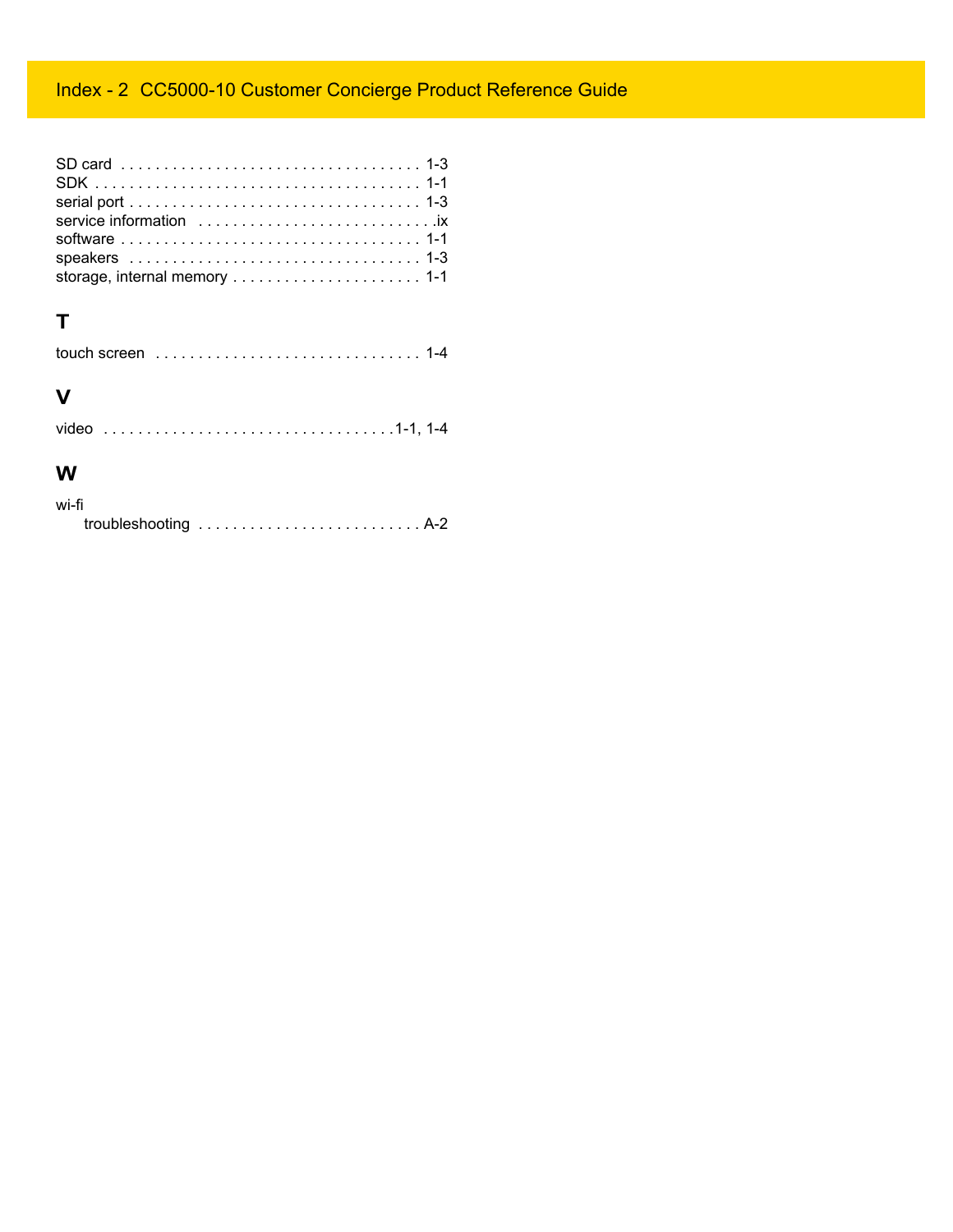SD card . . . . . . . . . . . . . . . . . . . . . . . . . . . . . . . . . . . 1-3
SDK . . . . . . . . . . . . . . . . . . . . . . . . . . . . . . . . . . . . . . 1-1
serial port . . . . . . . . . . . . . . . . . . . . . . . . . . . . . . . . . . 1-3
service information . . . . . . . . . . . . . . . . . . . . . . . . . . . . .ix
software . . . . . . . . . . . . . . . . . . . . . . . . . . . . . . . . . . . 1-1
speakers . . . . . . . . . . . . . . . . . . . . . . . . . . . . . . . . . . . 1-3
storage, internal memory . . . . . . . . . . . . . . . . . . . . . . 1-1

## T

touch screen . . . . . . . . . . . . . . . . . . . . . . . . . . . . . . . 1-4

## V

video . . . . . . . . . . . . . . . . . . . . . . . . . . . . . . . . . .1-1, 1-4

## W

wi-fi
    troubleshooting . . . . . . . . . . . . . . . . . . . . . . . . . . A-2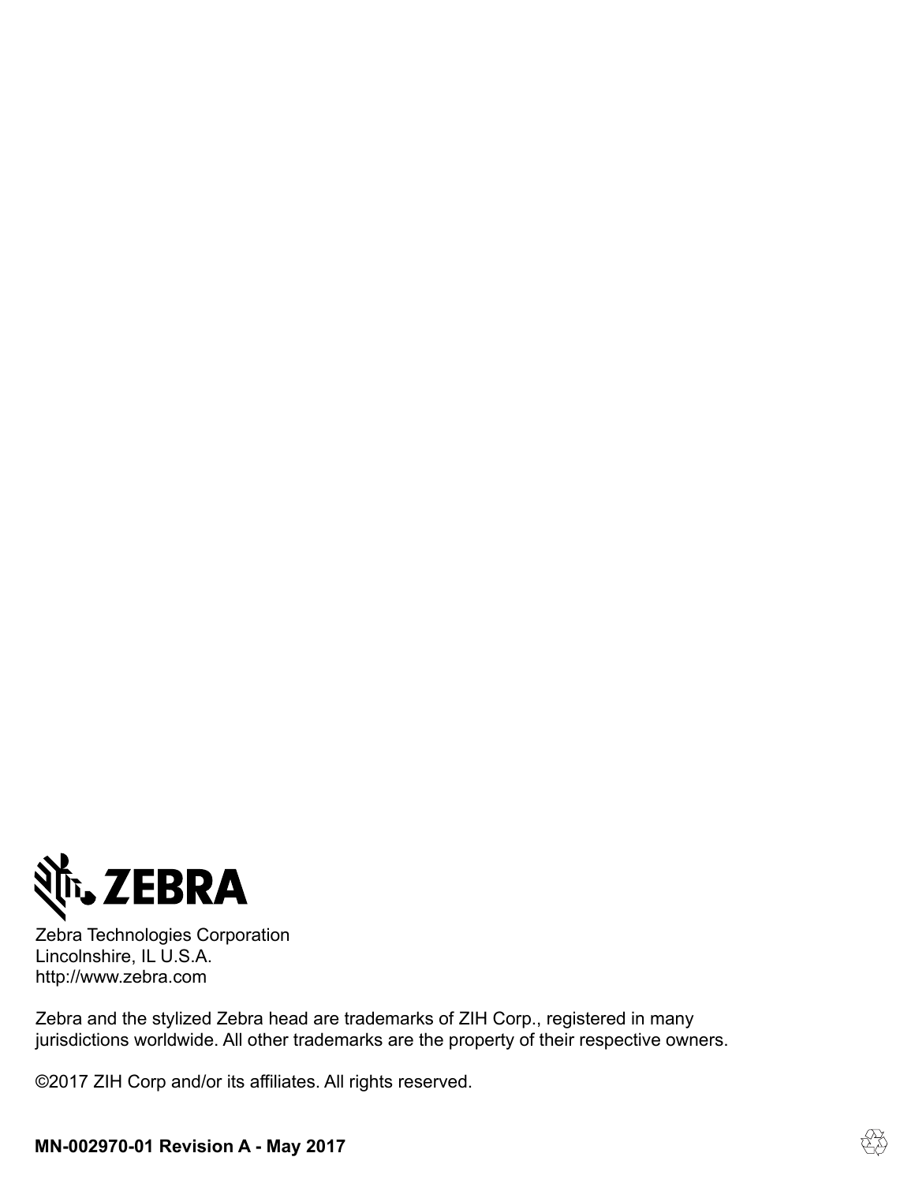ZEBRA

Zebra Technologies Corporation
Lincolnshire, IL U.S.A.
http://www.zebra.com

Zebra and the stylized Zebra head are trademarks of ZIH Corp., registered in many jurisdictions worldwide. All other trademarks are the property of their respective owners.

©2017 ZIH Corp and/or its affiliates. All rights reserved.

**MN-002970-01 Revision A - May 2017**